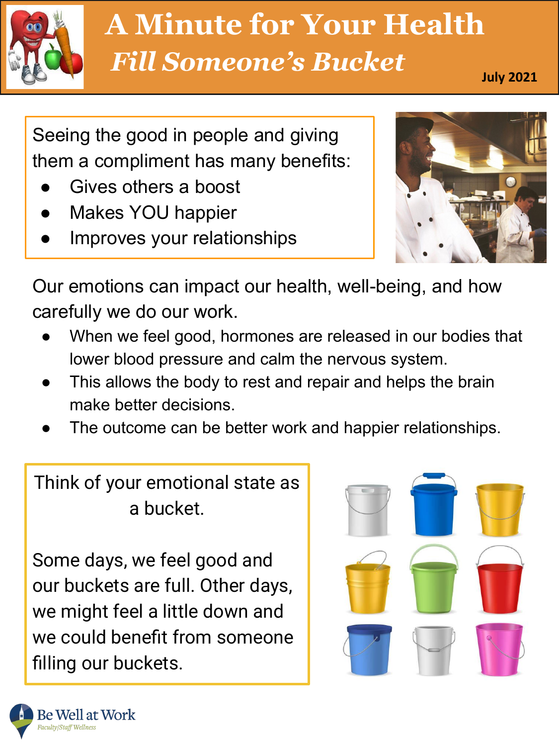# A Minute for Your Health

## *Fill Someone's Bucket*

**July 2021**

Seeing the good in people and giving them a compliment has many benefits:

- Gives others a boost
- Makes YOU happier
- Improves your relationships

Our emotions can impact our health, well-being, and how carefully we do our work.

- When we feel good, hormones are released in our bodies that lower blood pressure and calm the nervous system.
- This allows the body to rest and repair and helps the brain make better decisions.
- The outcome can be better work and happier relationships.

Think of your emotional state as a bucket.

Some days, we feel good and our buckets are full. Other days, we might feel a little down and we could benefit from someone filling our buckets.

Be Well at Work
*Faculty/Staff Wellness*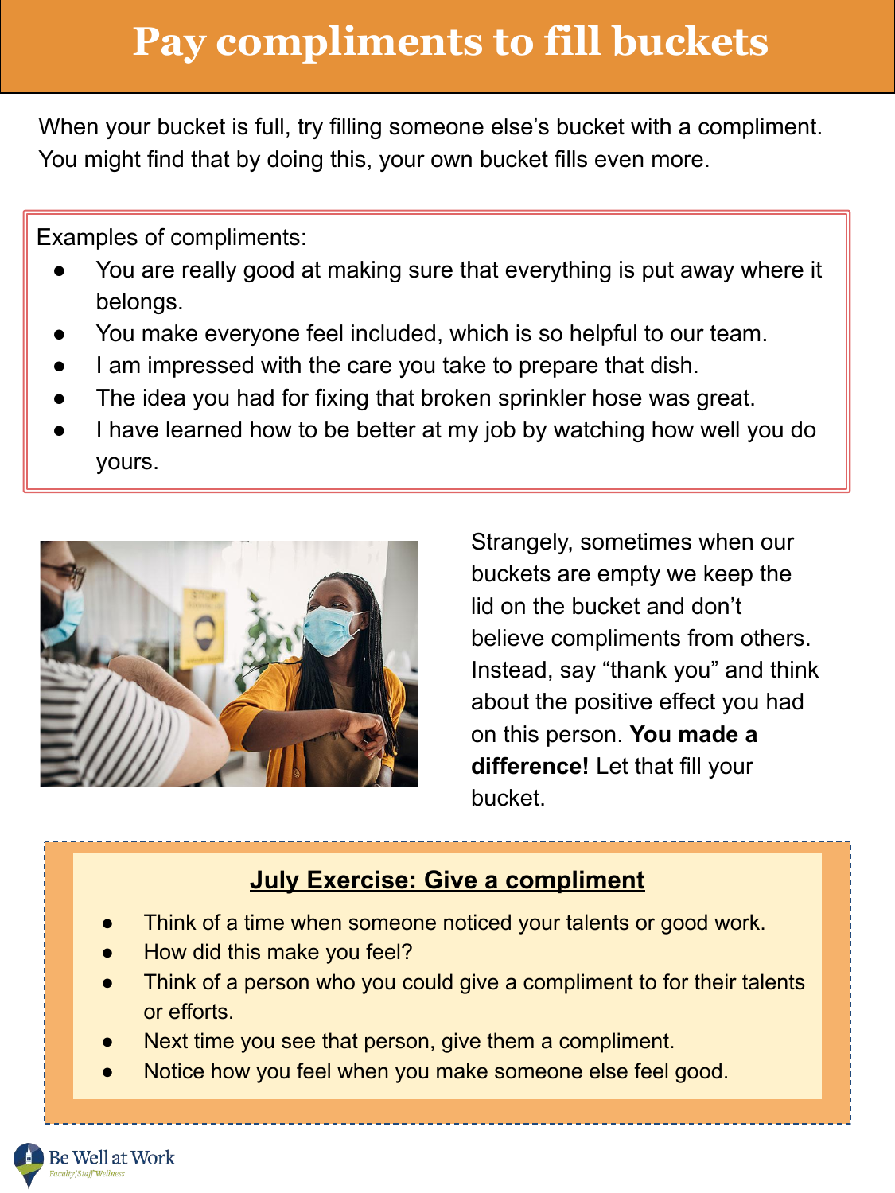# Pay compliments to fill buckets

When your bucket is full, try filling someone else's bucket with a compliment. You might find that by doing this, your own bucket fills even more.

Examples of compliments:

- You are really good at making sure that everything is put away where it belongs.
- You make everyone feel included, which is so helpful to our team.
- I am impressed with the care you take to prepare that dish.
- The idea you had for fixing that broken sprinkler hose was great.
- I have learned how to be better at my job by watching how well you do yours.

Strangely, sometimes when our buckets are empty we keep the lid on the bucket and don't believe compliments from others. Instead, say "thank you" and think about the positive effect you had on this person. **You made a difference!** Let that fill your bucket.

## July Exercise: Give a compliment

- Think of a time when someone noticed your talents or good work.
- How did this make you feel?
- Think of a person who you could give a compliment to for their talents or efforts.
- Next time you see that person, give them a compliment.
- Notice how you feel when you make someone else feel good.

Be Well at Work
Faculty|Staff Wellness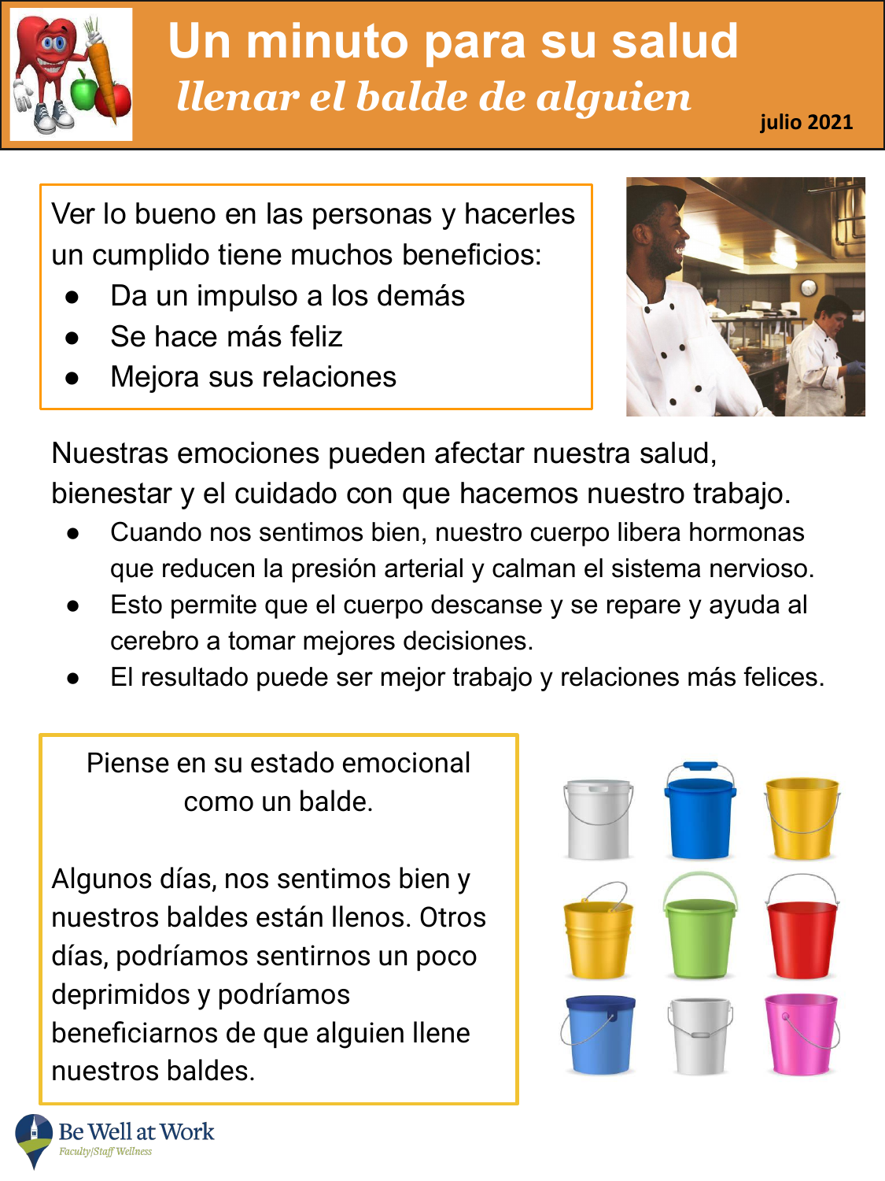# Un minuto para su salud

## *llenar el balde de alguien*

julio 2021

Ver lo bueno en las personas y hacerles un cumplido tiene muchos beneficios:

- Da un impulso a los demás
- Se hace más feliz
- Mejora sus relaciones

Nuestras emociones pueden afectar nuestra salud, bienestar y el cuidado con que hacemos nuestro trabajo.

- Cuando nos sentimos bien, nuestro cuerpo libera hormonas que reducen la presión arterial y calman el sistema nervioso.
- Esto permite que el cuerpo descanse y se repare y ayuda al cerebro a tomar mejores decisiones.
- El resultado puede ser mejor trabajo y relaciones más felices.

Piense en su estado emocional como un balde.

Algunos días, nos sentimos bien y nuestros baldes están llenos. Otros días, podríamos sentirnos un poco deprimidos y podríamos beneficiarnos de que alguien llene nuestros baldes.

Be Well at Work
Faculty/Staff Wellness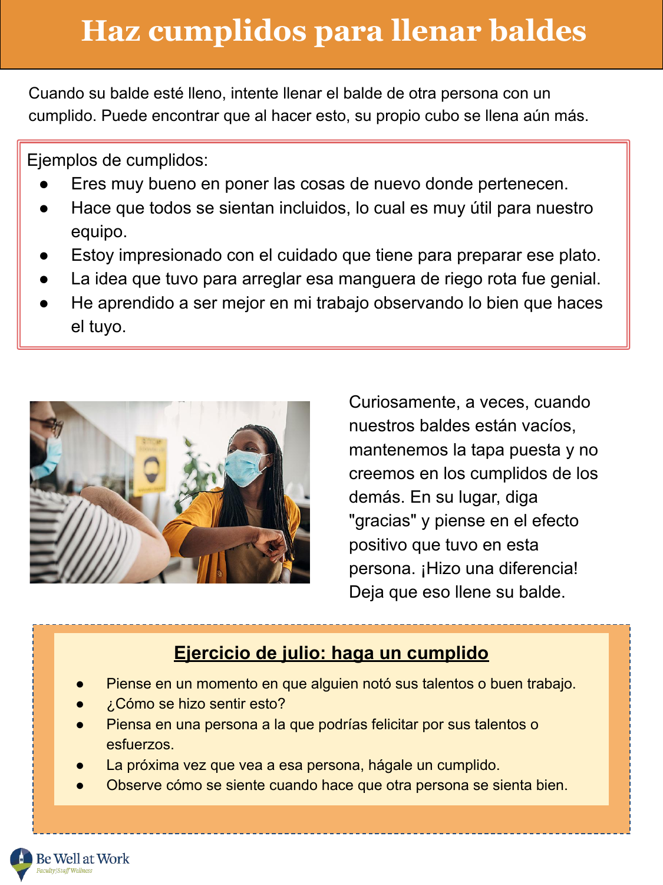# Haz cumplidos para llenar baldes

Cuando su balde esté lleno, intente llenar el balde de otra persona con un cumplido. Puede encontrar que al hacer esto, su propio cubo se llena aún más.

Ejemplos de cumplidos:

- Eres muy bueno en poner las cosas de nuevo donde pertenecen.
- Hace que todos se sientan incluidos, lo cual es muy útil para nuestro equipo.
- Estoy impresionado con el cuidado que tiene para preparar ese plato.
- La idea que tuvo para arreglar esa manguera de riego rota fue genial.
- He aprendido a ser mejor en mi trabajo observando lo bien que haces el tuyo.

Curiosamente, a veces, cuando nuestros baldes están vacíos, mantenemos la tapa puesta y no creemos en los cumplidos de los demás. En su lugar, diga "gracias" y piense en el efecto positivo que tuvo en esta persona. ¡Hizo una diferencia! Deja que eso llene su balde.

## Ejercicio de julio: haga un cumplido

- Piense en un momento en que alguien notó sus talentos o buen trabajo.
- ¿Cómo se hizo sentir esto?
- Piensa en una persona a la que podrías felicitar por sus talentos o esfuerzos.
- La próxima vez que vea a esa persona, hágale un cumplido.
- Observe cómo se siente cuando hace que otra persona se sienta bien.

Be Well at Work
Faculty|Staff Wellness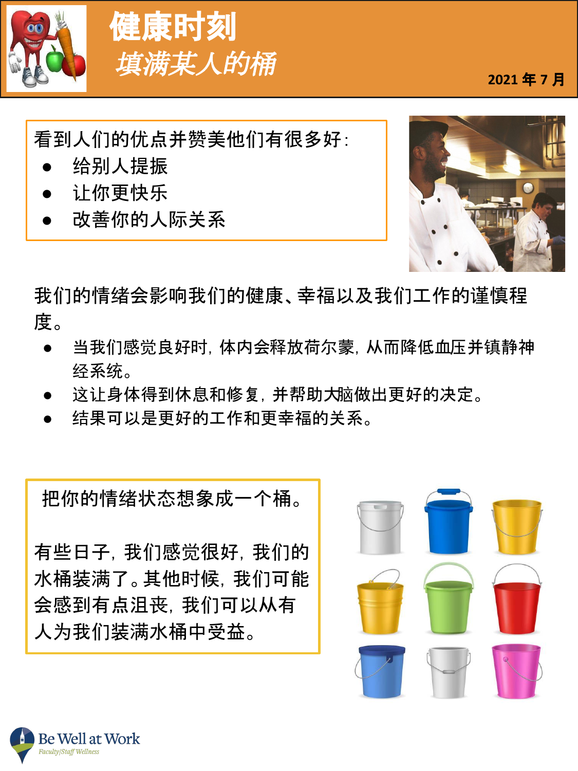# 健康时刻

## *填满某人的桶*

2021 年 7 月

看到人们的优点并赞美他们有很多好:

- 给别人提振
- 让你更快乐
- 改善你的人际关系

我们的情绪会影响我们的健康、幸福以及我们工作的谨慎程度。

- 当我们感觉良好时, 体内会释放荷尔蒙, 从而降低血压并镇静神经系统。
- 这让身体得到休息和修复, 并帮助大脑做出更好的决定。
- 结果可以是更好的工作和更幸福的关系。

把你的情绪状态想象成一个桶。

有些日子, 我们感觉很好, 我们的水桶装满了。其他时候, 我们可能会感到有点沮丧, 我们可以从有人为我们装满水桶中受益。

Be Well at Work
Faculty/Staff Wellness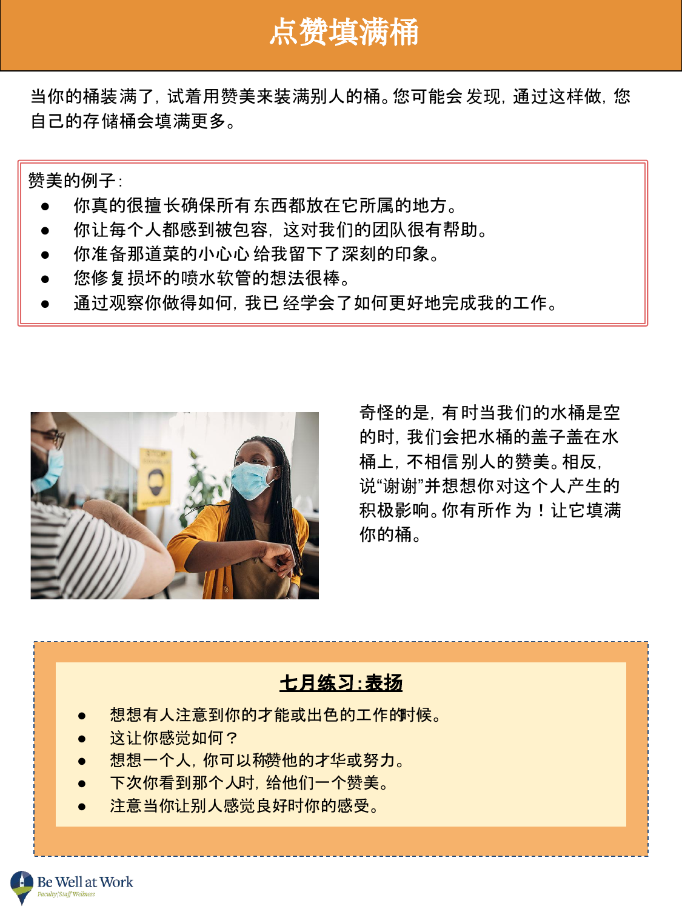# 点赞填满桶

当你的桶装满了，试着用赞美来装满别人的桶。您可能会发现，通过这样做，您自己的存储桶会填满更多。

赞美的例子：

- 你真的很擅长确保所有东西都放在它所属的地方。
- 你让每个人都感到被包容，这对我们的团队很有帮助。
- 你准备那道菜的小心心给我留下了深刻的印象。
- 您修复损坏的喷水软管的想法很棒。
- 通过观察你做得如何，我已经学会了如何更好地完成我的工作。

奇怪的是，有时当我们的水桶是空的时，我们会把水桶的盖子盖在水桶上，不相信别人的赞美。相反，说"谢谢"并想想你对这个人产生的积极影响。你有所作为！让它填满你的桶。

## 七月练习：表扬

- 想想有人注意到你的才能或出色的工作的时候。
- 这让你感觉如何？
- 想想一个人，你可以称赞他的才华或努力。
- 下次你看到那个人时，给他们一个赞美。
- 注意当你让别人感觉良好时你的感受。

Be Well at Work
Faculty/Staff Wellness